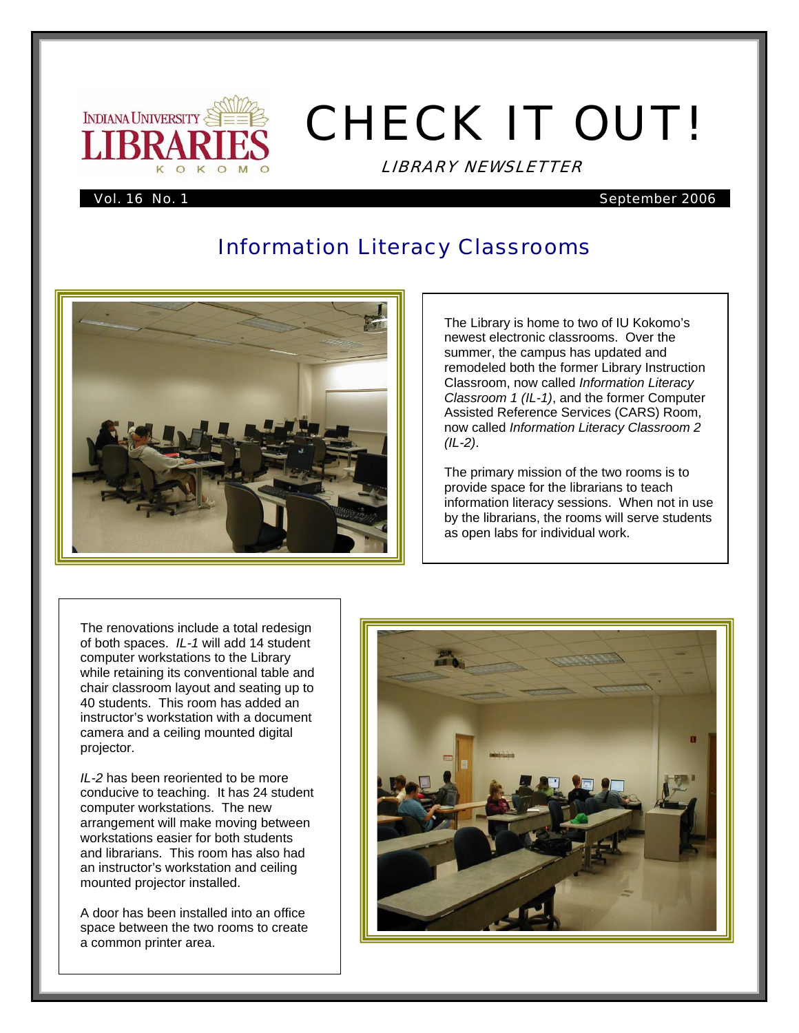INDIANA UNIVERSITY LIBRARIES KOKOMO

# CHECK IT OUT!

LIBRARY NEWSLETTER

Vol. 16 No. 1 September 2006

## Information Literacy Classrooms

The Library is home to two of IU Kokomo's newest electronic classrooms. Over the summer, the campus has updated and remodeled both the former Library Instruction Classroom, now called *Information Literacy Classroom 1 (IL-1)*, and the former Computer Assisted Reference Services (CARS) Room, now called *Information Literacy Classroom 2 (IL-2)*.

The primary mission of the two rooms is to provide space for the librarians to teach information literacy sessions. When not in use by the librarians, the rooms will serve students as open labs for individual work.

The renovations include a total redesign of both spaces. *IL-1* will add 14 student computer workstations to the Library while retaining its conventional table and chair classroom layout and seating up to 40 students. This room has added an instructor's workstation with a document camera and a ceiling mounted digital projector.

*IL-2* has been reoriented to be more conducive to teaching. It has 24 student computer workstations. The new arrangement will make moving between workstations easier for both students and librarians. This room has also had an instructor's workstation and ceiling mounted projector installed.

A door has been installed into an office space between the two rooms to create a common printer area.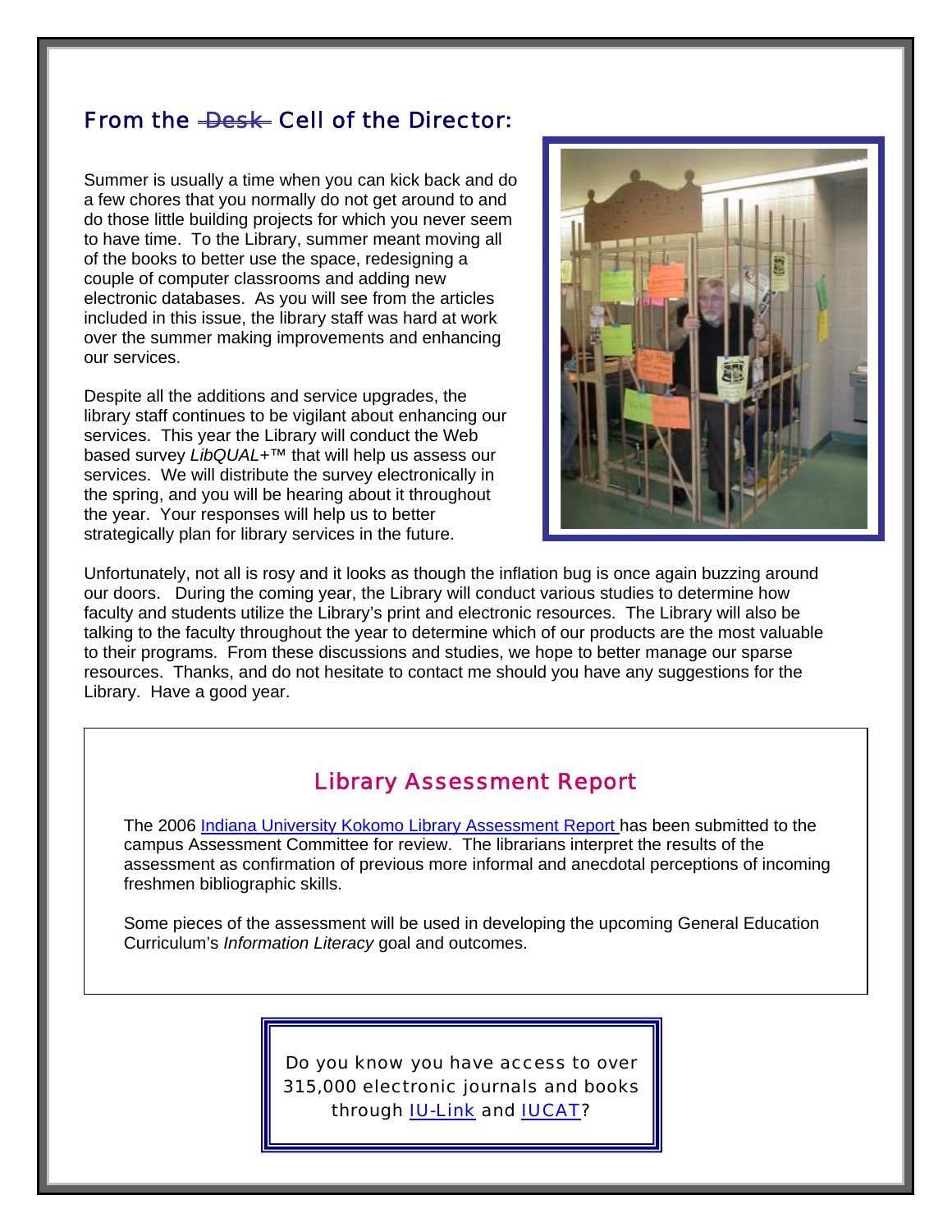## From the ~~Desk~~ Cell of the Director:

Summer is usually a time when you can kick back and do a few chores that you normally do not get around to and do those little building projects for which you never seem to have time. To the Library, summer meant moving all of the books to better use the space, redesigning a couple of computer classrooms and adding new electronic databases. As you will see from the articles included in this issue, the library staff was hard at work over the summer making improvements and enhancing our services.

Despite all the additions and service upgrades, the library staff continues to be vigilant about enhancing our services. This year the Library will conduct the Web based survey *LibQUAL+™* that will help us assess our services. We will distribute the survey electronically in the spring, and you will be hearing about it throughout the year. Your responses will help us to better strategically plan for library services in the future.

Unfortunately, not all is rosy and it looks as though the inflation bug is once again buzzing around our doors. During the coming year, the Library will conduct various studies to determine how faculty and students utilize the Library's print and electronic resources. The Library will also be talking to the faculty throughout the year to determine which of our products are the most valuable to their programs. From these discussions and studies, we hope to better manage our sparse resources. Thanks, and do not hesitate to contact me should you have any suggestions for the Library. Have a good year.

## Library Assessment Report

The 2006 Indiana University Kokomo Library Assessment Report has been submitted to the campus Assessment Committee for review. The librarians interpret the results of the assessment as confirmation of previous more informal and anecdotal perceptions of incoming freshmen bibliographic skills.

Some pieces of the assessment will be used in developing the upcoming General Education Curriculum's *Information Literacy* goal and outcomes.

Do you know you have access to over 315,000 electronic journals and books through IU-Link and IUCAT?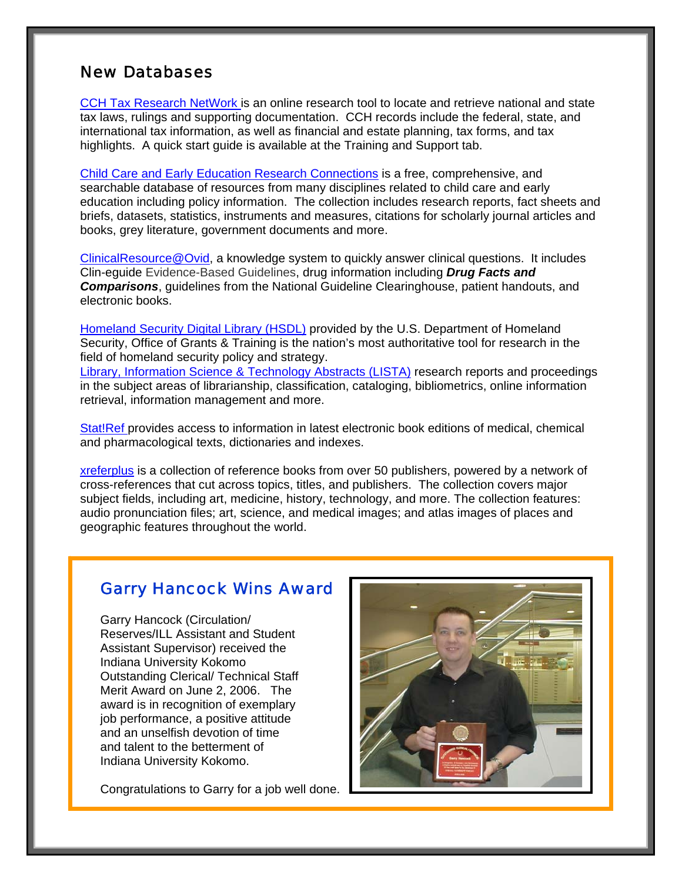## New Databases

CCH Tax Research NetWork is an online research tool to locate and retrieve national and state tax laws, rulings and supporting documentation. CCH records include the federal, state, and international tax information, as well as financial and estate planning, tax forms, and tax highlights. A quick start guide is available at the Training and Support tab.

Child Care and Early Education Research Connections is a free, comprehensive, and searchable database of resources from many disciplines related to child care and early education including policy information. The collection includes research reports, fact sheets and briefs, datasets, statistics, instruments and measures, citations for scholarly journal articles and books, grey literature, government documents and more.

ClinicalResource@Ovid, a knowledge system to quickly answer clinical questions. It includes Clin-eguide Evidence-Based Guidelines, drug information including ***Drug Facts and Comparisons***, guidelines from the National Guideline Clearinghouse, patient handouts, and electronic books.

Homeland Security Digital Library (HSDL) provided by the U.S. Department of Homeland Security, Office of Grants & Training is the nation's most authoritative tool for research in the field of homeland security policy and strategy.

Library, Information Science & Technology Abstracts (LISTA) research reports and proceedings in the subject areas of librarianship, classification, cataloging, bibliometrics, online information retrieval, information management and more.

Stat!Ref provides access to information in latest electronic book editions of medical, chemical and pharmacological texts, dictionaries and indexes.

xreferplus is a collection of reference books from over 50 publishers, powered by a network of cross-references that cut across topics, titles, and publishers. The collection covers major subject fields, including art, medicine, history, technology, and more. The collection features: audio pronunciation files; art, science, and medical images; and atlas images of places and geographic features throughout the world.

## Garry Hancock Wins Award

Garry Hancock (Circulation/ Reserves/ILL Assistant and Student Assistant Supervisor) received the Indiana University Kokomo Outstanding Clerical/ Technical Staff Merit Award on June 2, 2006. The award is in recognition of exemplary job performance, a positive attitude and an unselfish devotion of time and talent to the betterment of Indiana University Kokomo.

Congratulations to Garry for a job well done.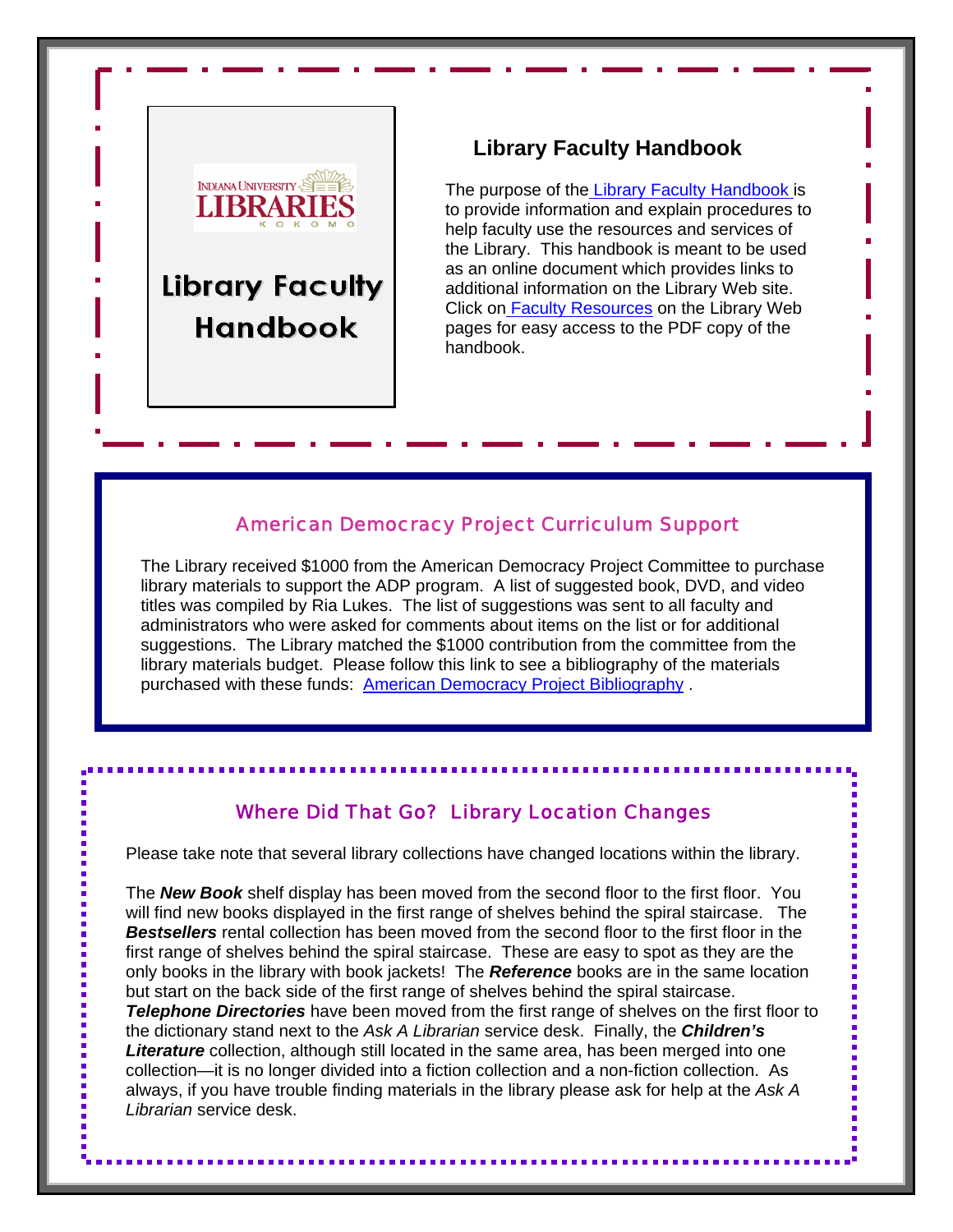INDIANA UNIVERSITY LIBRARIES KOKOMO

**Library Faculty Handbook**

## Library Faculty Handbook

The purpose of the Library Faculty Handbook is to provide information and explain procedures to help faculty use the resources and services of the Library. This handbook is meant to be used as an online document which provides links to additional information on the Library Web site. Click on Faculty Resources on the Library Web pages for easy access to the PDF copy of the handbook.

## American Democracy Project Curriculum Support

The Library received $1000 from the American Democracy Project Committee to purchase library materials to support the ADP program. A list of suggested book, DVD, and video titles was compiled by Ria Lukes. The list of suggestions was sent to all faculty and administrators who were asked for comments about items on the list or for additional suggestions. The Library matched the $1000 contribution from the committee from the library materials budget. Please follow this link to see a bibliography of the materials purchased with these funds: American Democracy Project Bibliography .

## Where Did That Go? Library Location Changes

Please take note that several library collections have changed locations within the library.

The ***New Book*** shelf display has been moved from the second floor to the first floor. You will find new books displayed in the first range of shelves behind the spiral staircase. The ***Bestsellers*** rental collection has been moved from the second floor to the first floor in the first range of shelves behind the spiral staircase. These are easy to spot as they are the only books in the library with book jackets! The ***Reference*** books are in the same location but start on the back side of the first range of shelves behind the spiral staircase. ***Telephone Directories*** have been moved from the first range of shelves on the first floor to the dictionary stand next to the *Ask A Librarian* service desk. Finally, the ***Children's Literature*** collection, although still located in the same area, has been merged into one collection—it is no longer divided into a fiction collection and a non-fiction collection. As always, if you have trouble finding materials in the library please ask for help at the *Ask A Librarian* service desk.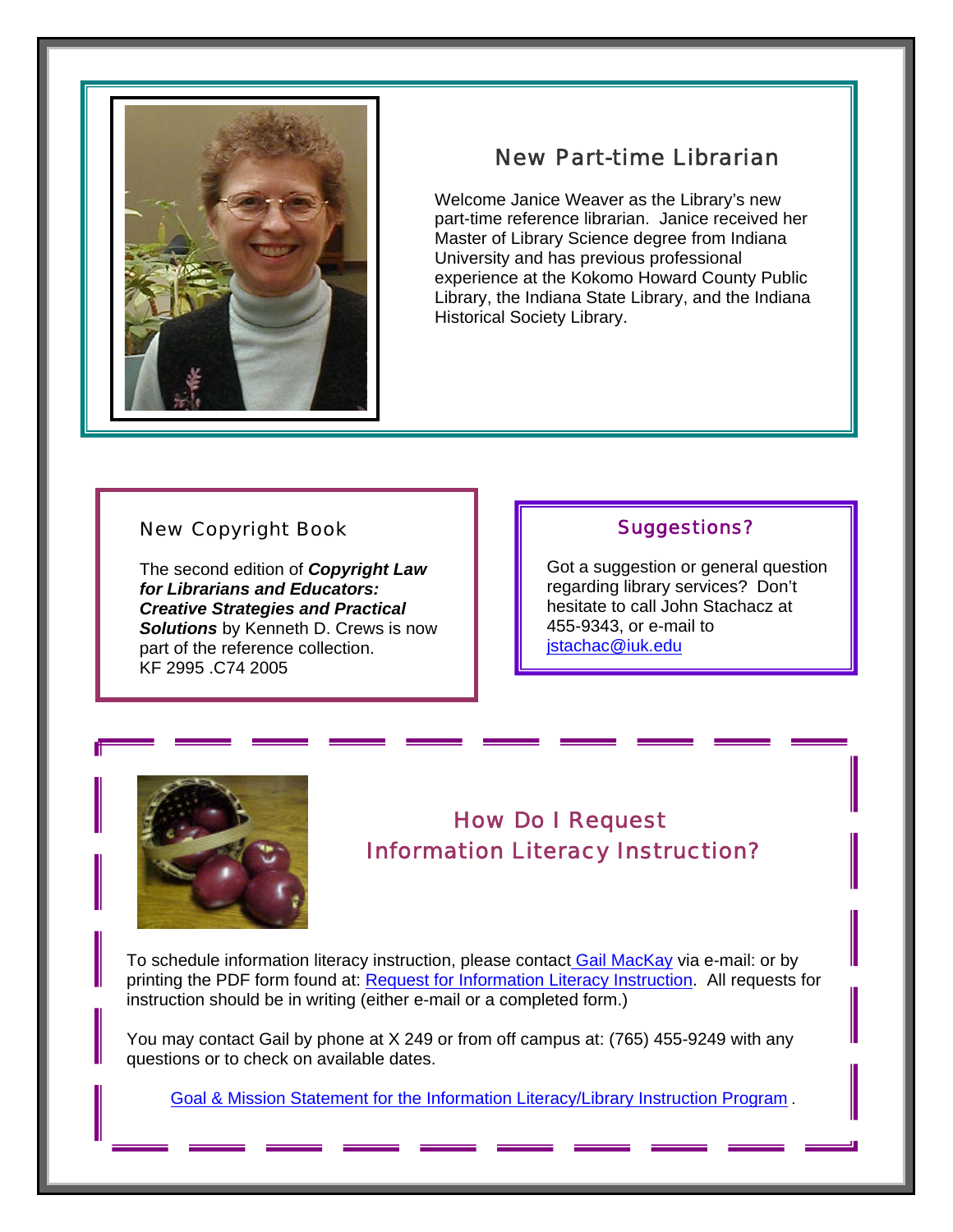## New Part-time Librarian

Welcome Janice Weaver as the Library's new part-time reference librarian. Janice received her Master of Library Science degree from Indiana University and has previous professional experience at the Kokomo Howard County Public Library, the Indiana State Library, and the Indiana Historical Society Library.

## New Copyright Book

The second edition of ***Copyright Law for Librarians and Educators: Creative Strategies and Practical Solutions*** by Kenneth D. Crews is now part of the reference collection.
KF 2995 .C74 2005

## Suggestions?

Got a suggestion or general question regarding library services? Don't hesitate to call John Stachacz at 455-9343, or e-mail to jstachac@iuk.edu

## How Do I Request Information Literacy Instruction?

To schedule information literacy instruction, please contact Gail MacKay via e-mail: or by printing the PDF form found at: Request for Information Literacy Instruction. All requests for instruction should be in writing (either e-mail or a completed form.)

You may contact Gail by phone at X 249 or from off campus at: (765) 455-9249 with any questions or to check on available dates.

Goal & Mission Statement for the Information Literacy/Library Instruction Program .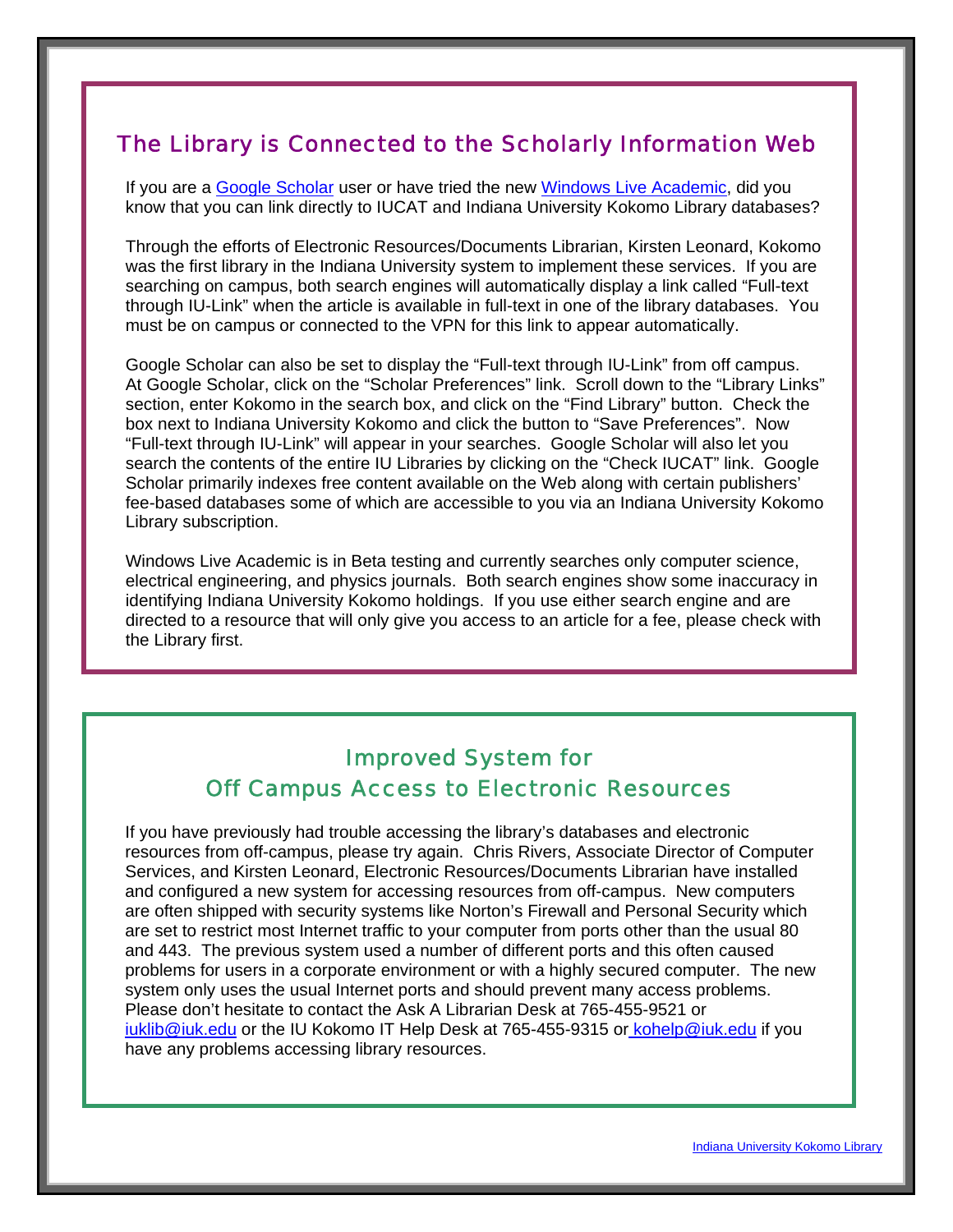## The Library is Connected to the Scholarly Information Web

If you are a Google Scholar user or have tried the new Windows Live Academic, did you know that you can link directly to IUCAT and Indiana University Kokomo Library databases?

Through the efforts of Electronic Resources/Documents Librarian, Kirsten Leonard, Kokomo was the first library in the Indiana University system to implement these services. If you are searching on campus, both search engines will automatically display a link called "Full-text through IU-Link" when the article is available in full-text in one of the library databases. You must be on campus or connected to the VPN for this link to appear automatically.

Google Scholar can also be set to display the "Full-text through IU-Link" from off campus. At Google Scholar, click on the "Scholar Preferences" link. Scroll down to the "Library Links" section, enter Kokomo in the search box, and click on the "Find Library" button. Check the box next to Indiana University Kokomo and click the button to "Save Preferences". Now "Full-text through IU-Link" will appear in your searches. Google Scholar will also let you search the contents of the entire IU Libraries by clicking on the "Check IUCAT" link. Google Scholar primarily indexes free content available on the Web along with certain publishers' fee-based databases some of which are accessible to you via an Indiana University Kokomo Library subscription.

Windows Live Academic is in Beta testing and currently searches only computer science, electrical engineering, and physics journals. Both search engines show some inaccuracy in identifying Indiana University Kokomo holdings. If you use either search engine and are directed to a resource that will only give you access to an article for a fee, please check with the Library first.

## Improved System for Off Campus Access to Electronic Resources

If you have previously had trouble accessing the library's databases and electronic resources from off-campus, please try again. Chris Rivers, Associate Director of Computer Services, and Kirsten Leonard, Electronic Resources/Documents Librarian have installed and configured a new system for accessing resources from off-campus. New computers are often shipped with security systems like Norton's Firewall and Personal Security which are set to restrict most Internet traffic to your computer from ports other than the usual 80 and 443. The previous system used a number of different ports and this often caused problems for users in a corporate environment or with a highly secured computer. The new system only uses the usual Internet ports and should prevent many access problems. Please don't hesitate to contact the Ask A Librarian Desk at 765-455-9521 or iuklib@iuk.edu or the IU Kokomo IT Help Desk at 765-455-9315 or kohelp@iuk.edu if you have any problems accessing library resources.

Indiana University Kokomo Library